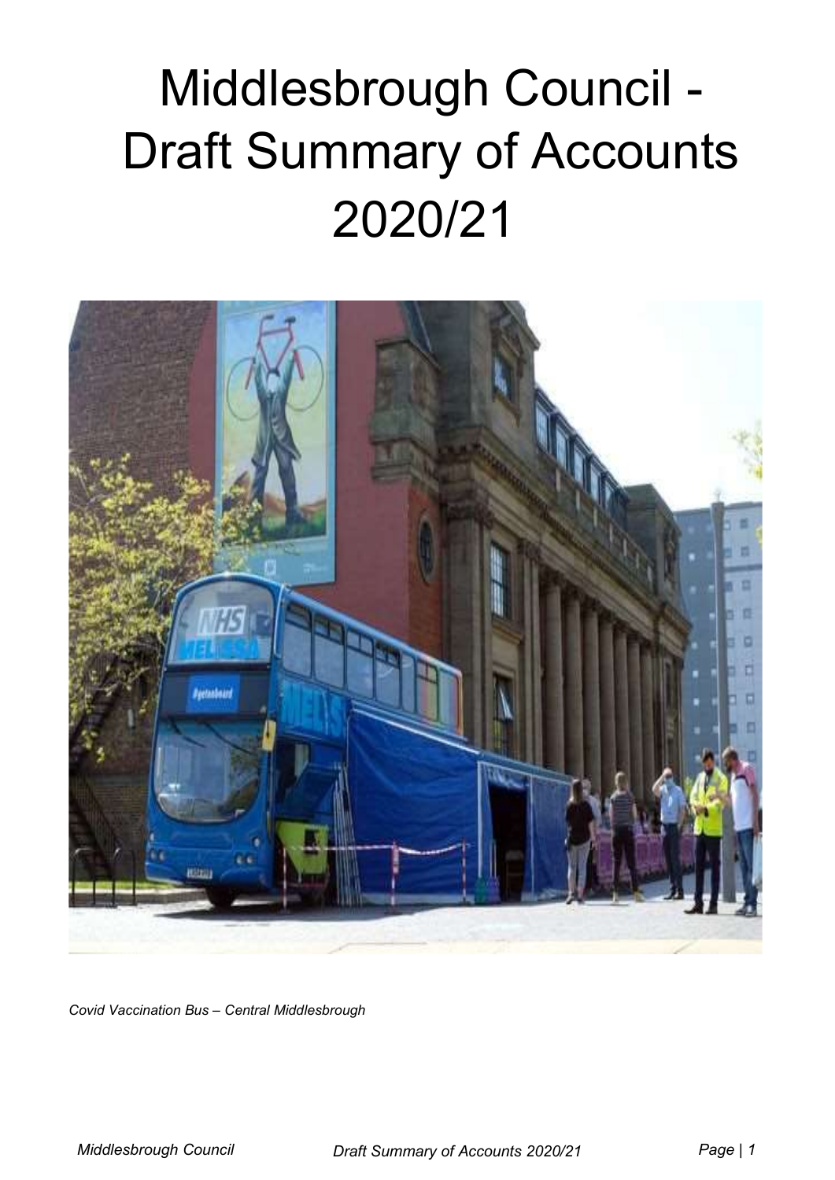# Middlesbrough Council - Draft Summary of Accounts 2020/21

*Covid Vaccination Bus – Central Middlesbrough*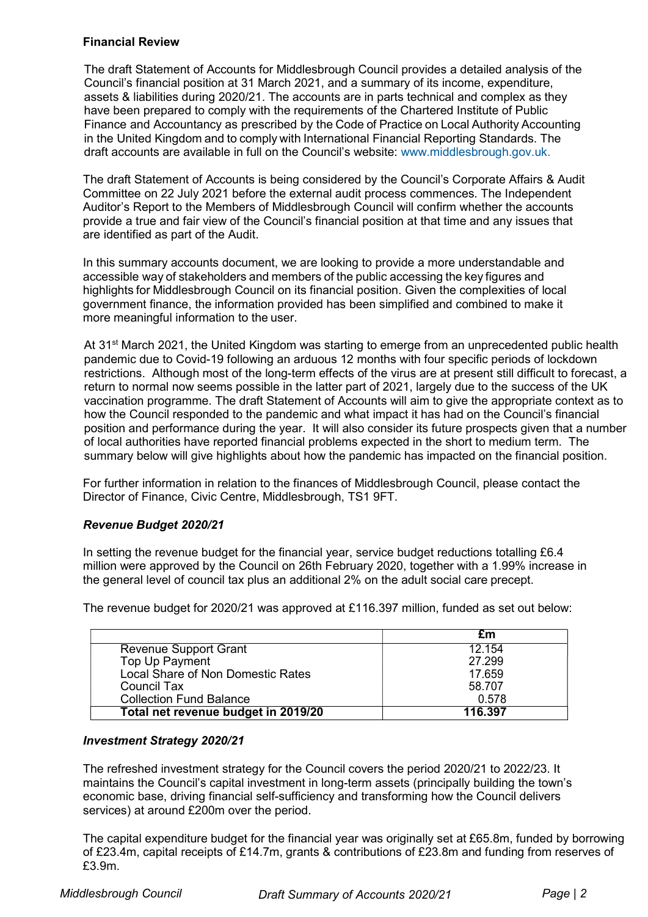**Financial Review**

The draft Statement of Accounts for Middlesbrough Council provides a detailed analysis of the Council's financial position at 31 March 2021, and a summary of its income, expenditure, assets & liabilities during 2020/21. The accounts are in parts technical and complex as they have been prepared to comply with the requirements of the Chartered Institute of Public Finance and Accountancy as prescribed by the Code of Practice on Local Authority Accounting in the United Kingdom and to comply with International Financial Reporting Standards. The draft accounts are available in full on the Council's website: www.middlesbrough.gov.uk.

The draft Statement of Accounts is being considered by the Council's Corporate Affairs & Audit Committee on 22 July 2021 before the external audit process commences. The Independent Auditor's Report to the Members of Middlesbrough Council will confirm whether the accounts provide a true and fair view of the Council's financial position at that time and any issues that are identified as part of the Audit.

In this summary accounts document, we are looking to provide a more understandable and accessible way of stakeholders and members of the public accessing the key figures and highlights for Middlesbrough Council on its financial position. Given the complexities of local government finance, the information provided has been simplified and combined to make it more meaningful information to the user.

At 31st March 2021, the United Kingdom was starting to emerge from an unprecedented public health pandemic due to Covid-19 following an arduous 12 months with four specific periods of lockdown restrictions. Although most of the long-term effects of the virus are at present still difficult to forecast, a return to normal now seems possible in the latter part of 2021, largely due to the success of the UK vaccination programme. The draft Statement of Accounts will aim to give the appropriate context as to how the Council responded to the pandemic and what impact it has had on the Council's financial position and performance during the year. It will also consider its future prospects given that a number of local authorities have reported financial problems expected in the short to medium term. The summary below will give highlights about how the pandemic has impacted on the financial position.

For further information in relation to the finances of Middlesbrough Council, please contact the Director of Finance, Civic Centre, Middlesbrough, TS1 9FT.

***Revenue Budget 2020/21***

In setting the revenue budget for the financial year, service budget reductions totalling £6.4 million were approved by the Council on 26th February 2020, together with a 1.99% increase in the general level of council tax plus an additional 2% on the adult social care precept.

The revenue budget for 2020/21 was approved at £116.397 million, funded as set out below:

| | £m |
|---|---|
| Revenue Support Grant | 12.154 |
| Top Up Payment | 27.299 |
| Local Share of Non Domestic Rates | 17.659 |
| Council Tax | 58.707 |
| Collection Fund Balance | 0.578 |
| **Total net revenue budget in 2019/20** | **116.397** |

***Investment Strategy 2020/21***

The refreshed investment strategy for the Council covers the period 2020/21 to 2022/23. It maintains the Council's capital investment in long-term assets (principally building the town's economic base, driving financial self-sufficiency and transforming how the Council delivers services) at around £200m over the period.

The capital expenditure budget for the financial year was originally set at £65.8m, funded by borrowing of £23.4m, capital receipts of £14.7m, grants & contributions of £23.8m and funding from reserves of £3.9m.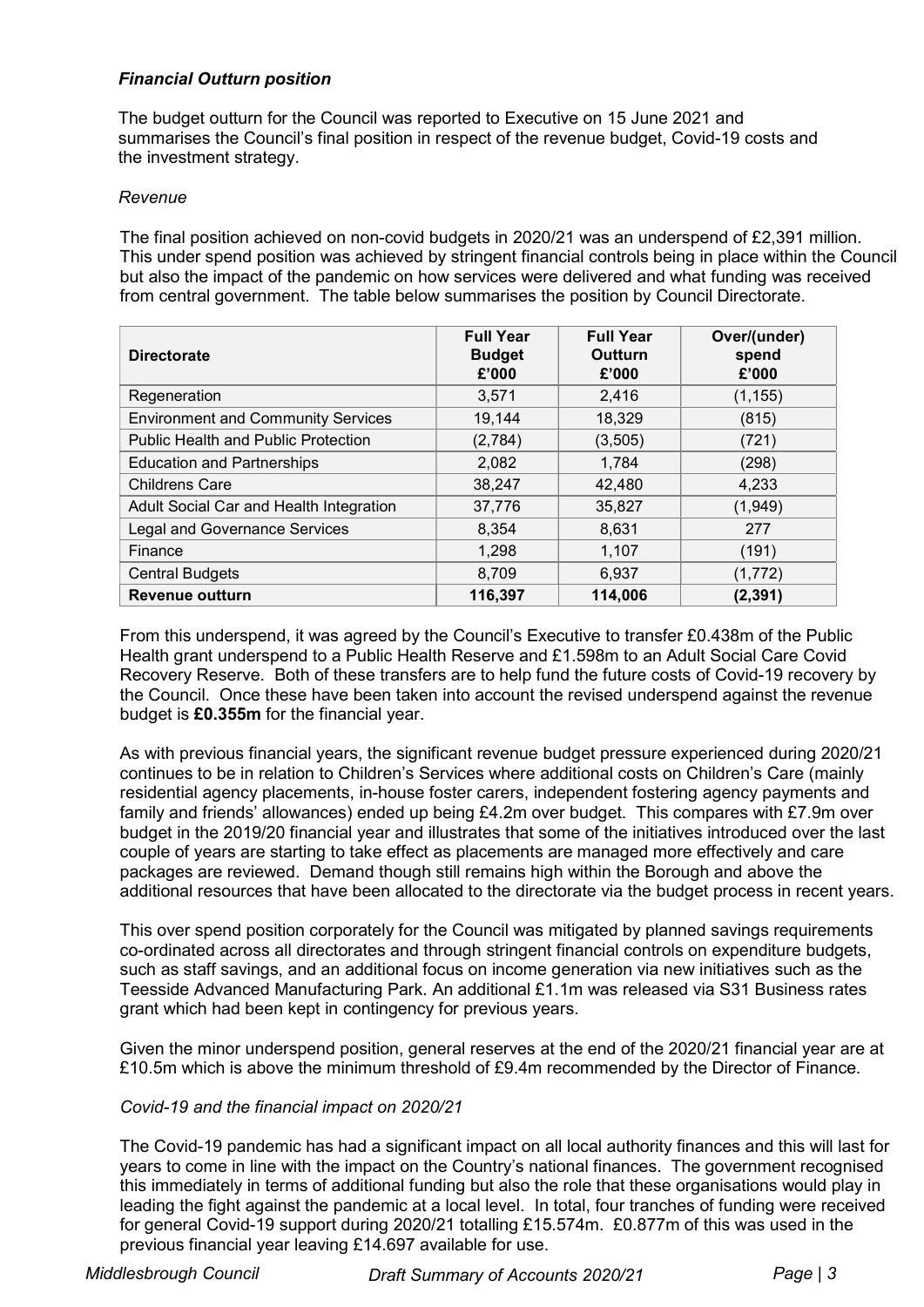***Financial Outturn position***

The budget outturn for the Council was reported to Executive on 15 June 2021 and summarises the Council's final position in respect of the revenue budget, Covid-19 costs and the investment strategy.

*Revenue*

The final position achieved on non-covid budgets in 2020/21 was an underspend of £2,391 million. This under spend position was achieved by stringent financial controls being in place within the Council but also the impact of the pandemic on how services were delivered and what funding was received from central government. The table below summarises the position by Council Directorate.

| Directorate | Full Year Budget £'000 | Full Year Outturn £'000 | Over/(under) spend £'000 |
|---|---|---|---|
| Regeneration | 3,571 | 2,416 | (1,155) |
| Environment and Community Services | 19,144 | 18,329 | (815) |
| Public Health and Public Protection | (2,784) | (3,505) | (721) |
| Education and Partnerships | 2,082 | 1,784 | (298) |
| Childrens Care | 38,247 | 42,480 | 4,233 |
| Adult Social Car and Health Integration | 37,776 | 35,827 | (1,949) |
| Legal and Governance Services | 8,354 | 8,631 | 277 |
| Finance | 1,298 | 1,107 | (191) |
| Central Budgets | 8,709 | 6,937 | (1,772) |
| **Revenue outturn** | **116,397** | **114,006** | **(2,391)** |

From this underspend, it was agreed by the Council's Executive to transfer £0.438m of the Public Health grant underspend to a Public Health Reserve and £1.598m to an Adult Social Care Covid Recovery Reserve. Both of these transfers are to help fund the future costs of Covid-19 recovery by the Council. Once these have been taken into account the revised underspend against the revenue budget is **£0.355m** for the financial year.

As with previous financial years, the significant revenue budget pressure experienced during 2020/21 continues to be in relation to Children's Services where additional costs on Children's Care (mainly residential agency placements, in-house foster carers, independent fostering agency payments and family and friends' allowances) ended up being £4.2m over budget. This compares with £7.9m over budget in the 2019/20 financial year and illustrates that some of the initiatives introduced over the last couple of years are starting to take effect as placements are managed more effectively and care packages are reviewed. Demand though still remains high within the Borough and above the additional resources that have been allocated to the directorate via the budget process in recent years.

This over spend position corporately for the Council was mitigated by planned savings requirements co-ordinated across all directorates and through stringent financial controls on expenditure budgets, such as staff savings, and an additional focus on income generation via new initiatives such as the Teesside Advanced Manufacturing Park. An additional £1.1m was released via S31 Business rates grant which had been kept in contingency for previous years.

Given the minor underspend position, general reserves at the end of the 2020/21 financial year are at £10.5m which is above the minimum threshold of £9.4m recommended by the Director of Finance.

*Covid-19 and the financial impact on 2020/21*

The Covid-19 pandemic has had a significant impact on all local authority finances and this will last for years to come in line with the impact on the Country's national finances. The government recognised this immediately in terms of additional funding but also the role that these organisations would play in leading the fight against the pandemic at a local level. In total, four tranches of funding were received for general Covid-19 support during 2020/21 totalling £15.574m. £0.877m of this was used in the previous financial year leaving £14.697 available for use.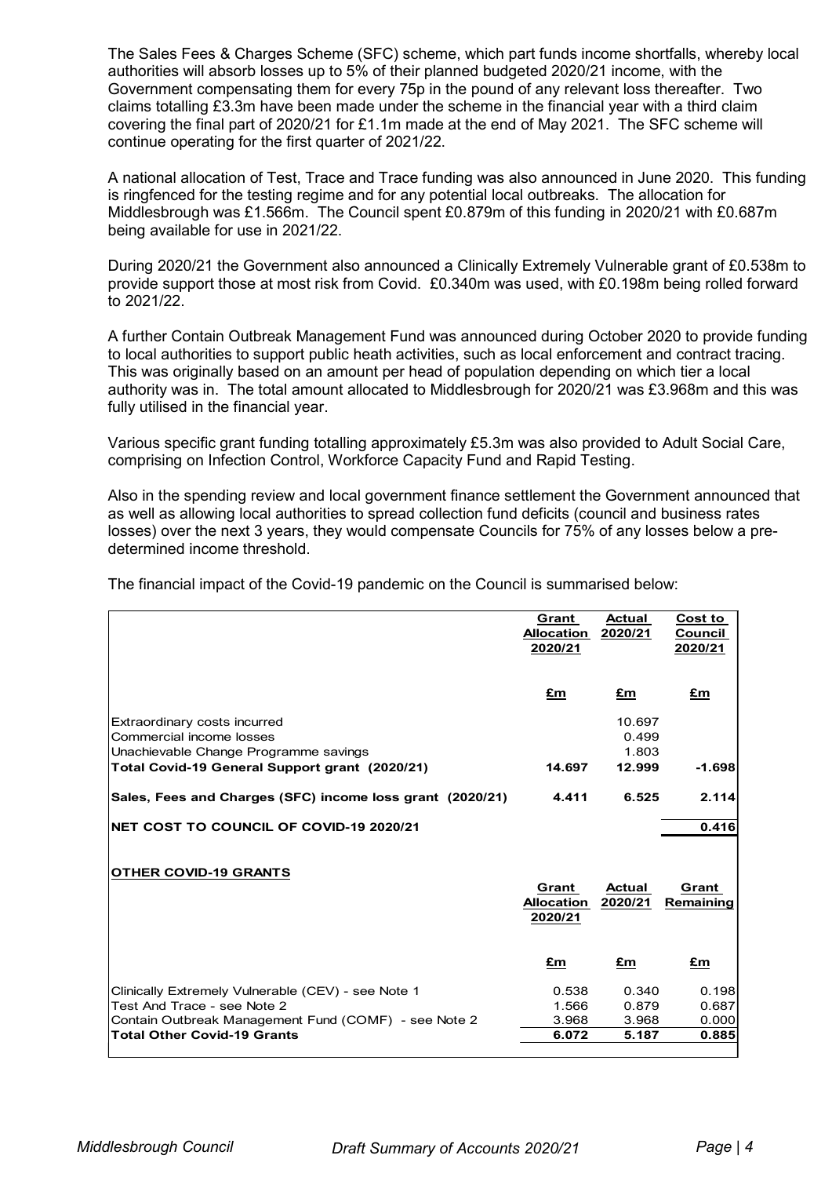The Sales Fees & Charges Scheme (SFC) scheme, which part funds income shortfalls, whereby local authorities will absorb losses up to 5% of their planned budgeted 2020/21 income, with the Government compensating them for every 75p in the pound of any relevant loss thereafter. Two claims totalling £3.3m have been made under the scheme in the financial year with a third claim covering the final part of 2020/21 for £1.1m made at the end of May 2021. The SFC scheme will continue operating for the first quarter of 2021/22.

A national allocation of Test, Trace and Trace funding was also announced in June 2020. This funding is ringfenced for the testing regime and for any potential local outbreaks. The allocation for Middlesbrough was £1.566m. The Council spent £0.879m of this funding in 2020/21 with £0.687m being available for use in 2021/22.

During 2020/21 the Government also announced a Clinically Extremely Vulnerable grant of £0.538m to provide support those at most risk from Covid. £0.340m was used, with £0.198m being rolled forward to 2021/22.

A further Contain Outbreak Management Fund was announced during October 2020 to provide funding to local authorities to support public heath activities, such as local enforcement and contract tracing. This was originally based on an amount per head of population depending on which tier a local authority was in. The total amount allocated to Middlesbrough for 2020/21 was £3.968m and this was fully utilised in the financial year.

Various specific grant funding totalling approximately £5.3m was also provided to Adult Social Care, comprising on Infection Control, Workforce Capacity Fund and Rapid Testing.

Also in the spending review and local government finance settlement the Government announced that as well as allowing local authorities to spread collection fund deficits (council and business rates losses) over the next 3 years, they would compensate Councils for 75% of any losses below a pre-determined income threshold.

The financial impact of the Covid-19 pandemic on the Council is summarised below:

| | Grant Allocation 2020/21 | Actual 2020/21 | Cost to Council 2020/21 |
|---|---|---|---|
| | £m | £m | £m |
| Extraordinary costs incurred | | 10.697 | |
| Commercial income losses | | 0.499 | |
| Unachievable Change Programme savings | | 1.803 | |
| **Total Covid-19 General Support grant (2020/21)** | **14.697** | **12.999** | **-1.698** |
| **Sales, Fees and Charges (SFC) income loss grant (2020/21)** | **4.411** | **6.525** | **2.114** |
| **NET COST TO COUNCIL OF COVID-19 2020/21** | | | **0.416** |

**OTHER COVID-19 GRANTS**

| | Grant Allocation 2020/21 | Actual 2020/21 | Grant Remaining |
|---|---|---|---|
| | £m | £m | £m |
| Clinically Extremely Vulnerable (CEV) - see Note 1 | 0.538 | 0.340 | 0.198 |
| Test And Trace - see Note 2 | 1.566 | 0.879 | 0.687 |
| Contain Outbreak Management Fund (COMF) - see Note 2 | 3.968 | 3.968 | 0.000 |
| **Total Other Covid-19 Grants** | **6.072** | **5.187** | **0.885** |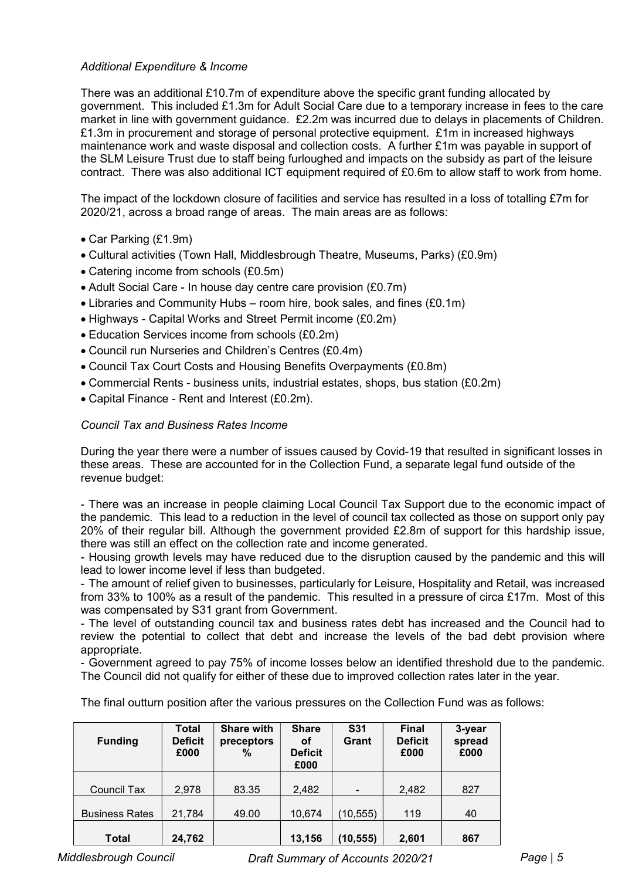*Additional Expenditure & Income*

There was an additional £10.7m of expenditure above the specific grant funding allocated by government. This included £1.3m for Adult Social Care due to a temporary increase in fees to the care market in line with government guidance. £2.2m was incurred due to delays in placements of Children. £1.3m in procurement and storage of personal protective equipment. £1m in increased highways maintenance work and waste disposal and collection costs. A further £1m was payable in support of the SLM Leisure Trust due to staff being furloughed and impacts on the subsidy as part of the leisure contract. There was also additional ICT equipment required of £0.6m to allow staff to work from home.

The impact of the lockdown closure of facilities and service has resulted in a loss of totalling £7m for 2020/21, across a broad range of areas. The main areas are as follows:

- Car Parking (£1.9m)
- Cultural activities (Town Hall, Middlesbrough Theatre, Museums, Parks) (£0.9m)
- Catering income from schools (£0.5m)
- Adult Social Care - In house day centre care provision (£0.7m)
- Libraries and Community Hubs – room hire, book sales, and fines (£0.1m)
- Highways - Capital Works and Street Permit income (£0.2m)
- Education Services income from schools (£0.2m)
- Council run Nurseries and Children's Centres (£0.4m)
- Council Tax Court Costs and Housing Benefits Overpayments (£0.8m)
- Commercial Rents - business units, industrial estates, shops, bus station (£0.2m)
- Capital Finance - Rent and Interest (£0.2m).

*Council Tax and Business Rates Income*

During the year there were a number of issues caused by Covid-19 that resulted in significant losses in these areas. These are accounted for in the Collection Fund, a separate legal fund outside of the revenue budget:

- There was an increase in people claiming Local Council Tax Support due to the economic impact of the pandemic. This lead to a reduction in the level of council tax collected as those on support only pay 20% of their regular bill. Although the government provided £2.8m of support for this hardship issue, there was still an effect on the collection rate and income generated.
- Housing growth levels may have reduced due to the disruption caused by the pandemic and this will lead to lower income level if less than budgeted.
- The amount of relief given to businesses, particularly for Leisure, Hospitality and Retail, was increased from 33% to 100% as a result of the pandemic. This resulted in a pressure of circa £17m. Most of this was compensated by S31 grant from Government.
- The level of outstanding council tax and business rates debt has increased and the Council had to review the potential to collect that debt and increase the levels of the bad debt provision where appropriate.
- Government agreed to pay 75% of income losses below an identified threshold due to the pandemic. The Council did not qualify for either of these due to improved collection rates later in the year.

The final outturn position after the various pressures on the Collection Fund was as follows:

| Funding | Total Deficit £000 | Share with preceptors % | Share of Deficit £000 | S31 Grant | Final Deficit £000 | 3-year spread £000 |
|---|---|---|---|---|---|---|
| Council Tax | 2,978 | 83.35 | 2,482 | - | 2,482 | 827 |
| Business Rates | 21,784 | 49.00 | 10,674 | (10,555) | 119 | 40 |
| **Total** | **24,762** | | **13,156** | **(10,555)** | **2,601** | **867** |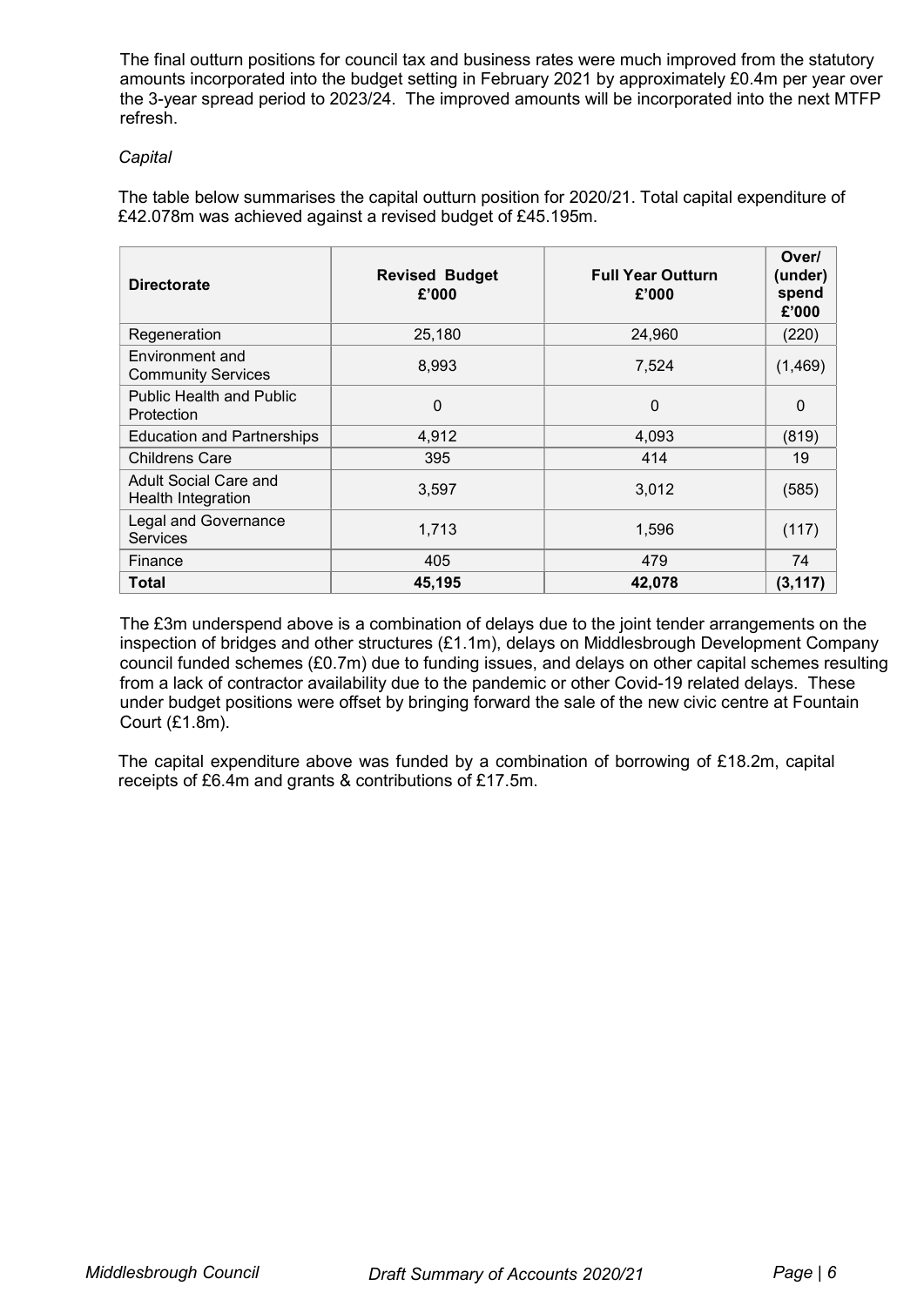The final outturn positions for council tax and business rates were much improved from the statutory amounts incorporated into the budget setting in February 2021 by approximately £0.4m per year over the 3-year spread period to 2023/24. The improved amounts will be incorporated into the next MTFP refresh.

*Capital*

The table below summarises the capital outturn position for 2020/21. Total capital expenditure of £42.078m was achieved against a revised budget of £45.195m.

| Directorate | Revised Budget £'000 | Full Year Outturn £'000 | Over/ (under) spend £'000 |
|---|---|---|---|
| Regeneration | 25,180 | 24,960 | (220) |
| Environment and Community Services | 8,993 | 7,524 | (1,469) |
| Public Health and Public Protection | 0 | 0 | 0 |
| Education and Partnerships | 4,912 | 4,093 | (819) |
| Childrens Care | 395 | 414 | 19 |
| Adult Social Care and Health Integration | 3,597 | 3,012 | (585) |
| Legal and Governance Services | 1,713 | 1,596 | (117) |
| Finance | 405 | 479 | 74 |
| **Total** | **45,195** | **42,078** | **(3,117)** |

The £3m underspend above is a combination of delays due to the joint tender arrangements on the inspection of bridges and other structures (£1.1m), delays on Middlesbrough Development Company council funded schemes (£0.7m) due to funding issues, and delays on other capital schemes resulting from a lack of contractor availability due to the pandemic or other Covid-19 related delays. These under budget positions were offset by bringing forward the sale of the new civic centre at Fountain Court (£1.8m).

The capital expenditure above was funded by a combination of borrowing of £18.2m, capital receipts of £6.4m and grants & contributions of £17.5m.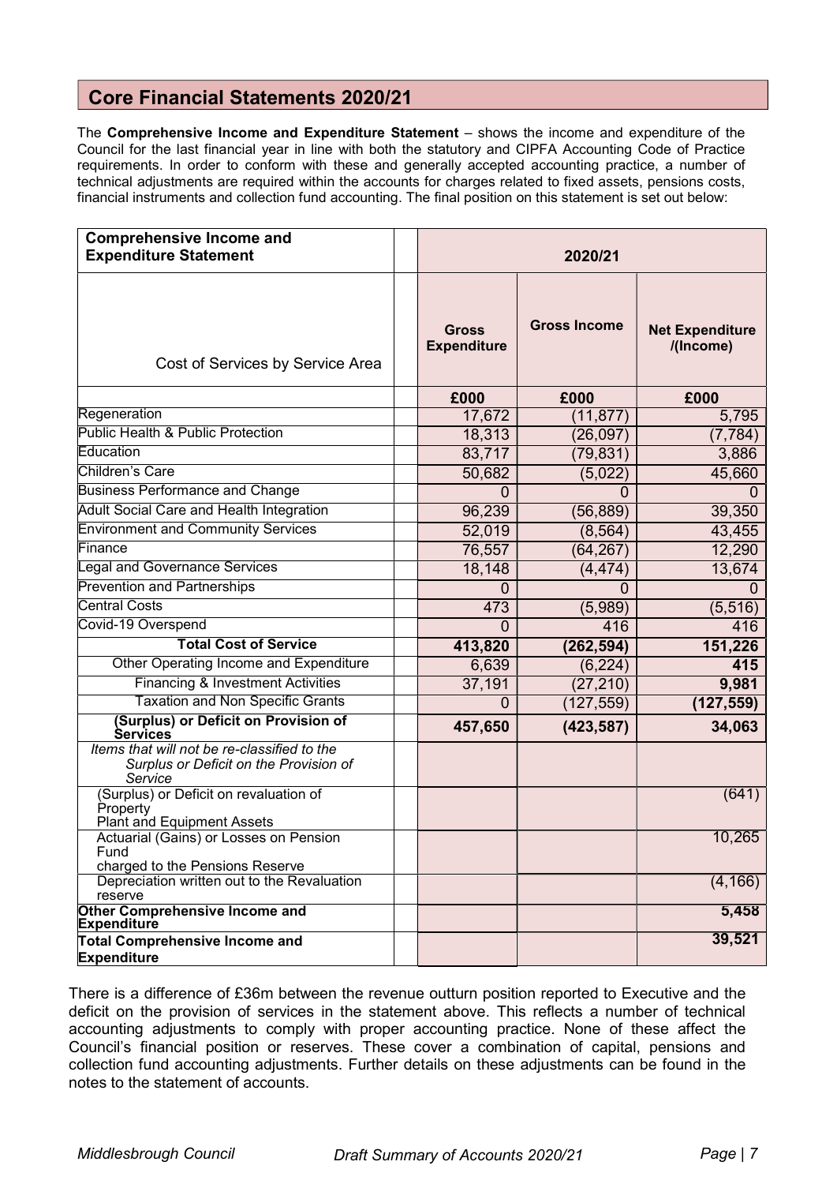## Core Financial Statements 2020/21

The **Comprehensive Income and Expenditure Statement** – shows the income and expenditure of the Council for the last financial year in line with both the statutory and CIPFA Accounting Code of Practice requirements. In order to conform with these and generally accepted accounting practice, a number of technical adjustments are required within the accounts for charges related to fixed assets, pensions costs, financial instruments and collection fund accounting. The final position on this statement is set out below:

| Comprehensive Income and Expenditure Statement | 2020/21 | | |
|---|---|---|---|
| Cost of Services by Service Area | Gross Expenditure | Gross Income | Net Expenditure /(Income) |
| | £000 | £000 | £000 |
| Regeneration | 17,672 | (11,877) | 5,795 |
| Public Health & Public Protection | 18,313 | (26,097) | (7,784) |
| Education | 83,717 | (79,831) | 3,886 |
| Children's Care | 50,682 | (5,022) | 45,660 |
| Business Performance and Change | 0 | 0 | 0 |
| Adult Social Care and Health Integration | 96,239 | (56,889) | 39,350 |
| Environment and Community Services | 52,019 | (8,564) | 43,455 |
| Finance | 76,557 | (64,267) | 12,290 |
| Legal and Governance Services | 18,148 | (4,474) | 13,674 |
| Prevention and Partnerships | 0 | 0 | 0 |
| Central Costs | 473 | (5,989) | (5,516) |
| Covid-19 Overspend | 0 | 416 | 416 |
| **Total Cost of Service** | **413,820** | **(262,594)** | **151,226** |
| Other Operating Income and Expenditure | 6,639 | (6,224) | **415** |
| Financing & Investment Activities | 37,191 | (27,210) | **9,981** |
| Taxation and Non Specific Grants | 0 | (127,559) | **(127,559)** |
| **(Surplus) or Deficit on Provision of Services** | **457,650** | **(423,587)** | **34,063** |
| *Items that will not be re-classified to the Surplus or Deficit on the Provision of Service* | | | |
| (Surplus) or Deficit on revaluation of Property Plant and Equipment Assets | | | (641) |
| Actuarial (Gains) or Losses on Pension Fund charged to the Pensions Reserve | | | 10,265 |
| Depreciation written out to the Revaluation reserve | | | (4,166) |
| **Other Comprehensive Income and Expenditure** | | | **5,458** |
| **Total Comprehensive Income and Expenditure** | | | **39,521** |

There is a difference of £36m between the revenue outturn position reported to Executive and the deficit on the provision of services in the statement above. This reflects a number of technical accounting adjustments to comply with proper accounting practice. None of these affect the Council's financial position or reserves. These cover a combination of capital, pensions and collection fund accounting adjustments. Further details on these adjustments can be found in the notes to the statement of accounts.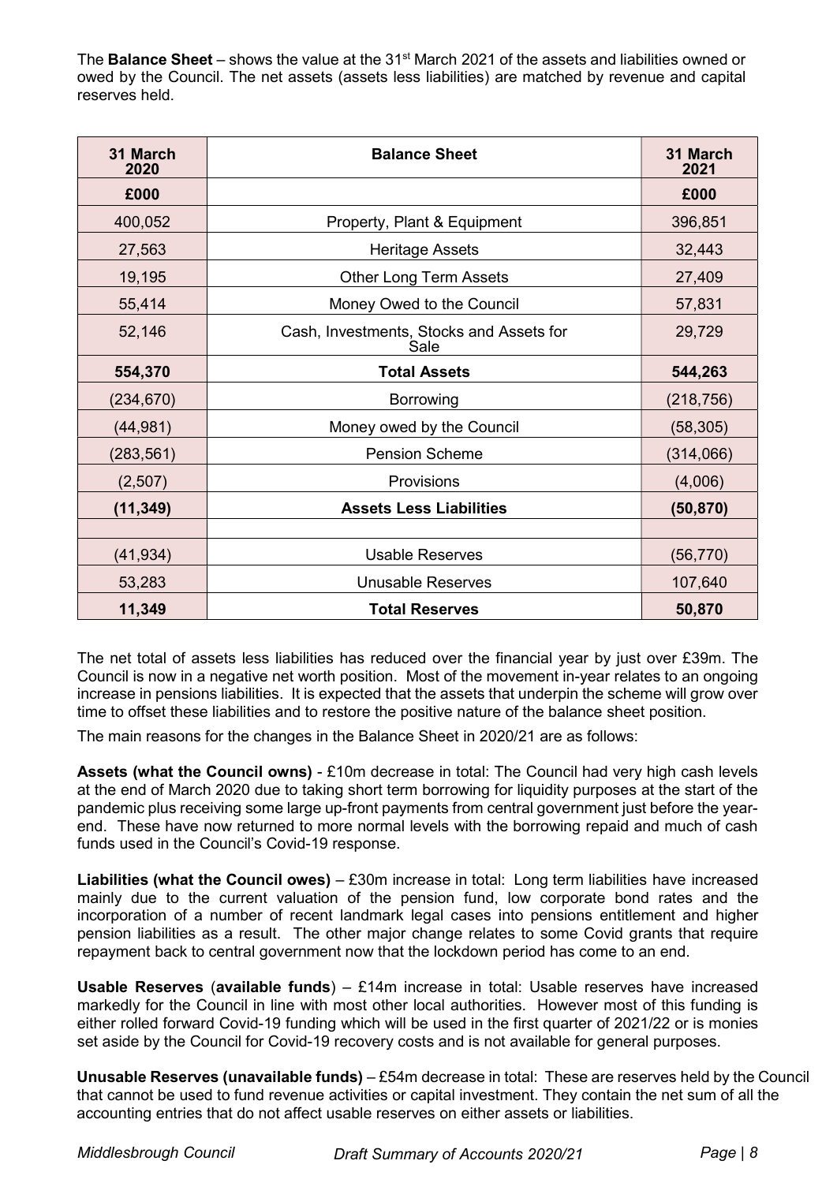The **Balance Sheet** – shows the value at the 31st March 2021 of the assets and liabilities owned or owed by the Council. The net assets (assets less liabilities) are matched by revenue and capital reserves held.

| 31 March 2020 | Balance Sheet | 31 March 2021 |
|---|---|---|
| **£000** | | **£000** |
| 400,052 | Property, Plant & Equipment | 396,851 |
| 27,563 | Heritage Assets | 32,443 |
| 19,195 | Other Long Term Assets | 27,409 |
| 55,414 | Money Owed to the Council | 57,831 |
| 52,146 | Cash, Investments, Stocks and Assets for Sale | 29,729 |
| **554,370** | **Total Assets** | **544,263** |
| (234,670) | Borrowing | (218,756) |
| (44,981) | Money owed by the Council | (58,305) |
| (283,561) | Pension Scheme | (314,066) |
| (2,507) | Provisions | (4,006) |
| **(11,349)** | **Assets Less Liabilities** | **(50,870)** |
| | | |
| (41,934) | Usable Reserves | (56,770) |
| 53,283 | Unusable Reserves | 107,640 |
| **11,349** | **Total Reserves** | **50,870** |

The net total of assets less liabilities has reduced over the financial year by just over £39m. The Council is now in a negative net worth position. Most of the movement in-year relates to an ongoing increase in pensions liabilities. It is expected that the assets that underpin the scheme will grow over time to offset these liabilities and to restore the positive nature of the balance sheet position.

The main reasons for the changes in the Balance Sheet in 2020/21 are as follows:

**Assets (what the Council owns)** - £10m decrease in total: The Council had very high cash levels at the end of March 2020 due to taking short term borrowing for liquidity purposes at the start of the pandemic plus receiving some large up-front payments from central government just before the year-end. These have now returned to more normal levels with the borrowing repaid and much of cash funds used in the Council's Covid-19 response.

**Liabilities (what the Council owes)** – £30m increase in total: Long term liabilities have increased mainly due to the current valuation of the pension fund, low corporate bond rates and the incorporation of a number of recent landmark legal cases into pensions entitlement and higher pension liabilities as a result. The other major change relates to some Covid grants that require repayment back to central government now that the lockdown period has come to an end.

**Usable Reserves** (**available funds**) – £14m increase in total: Usable reserves have increased markedly for the Council in line with most other local authorities. However most of this funding is either rolled forward Covid-19 funding which will be used in the first quarter of 2021/22 or is monies set aside by the Council for Covid-19 recovery costs and is not available for general purposes.

**Unusable Reserves (unavailable funds)** – £54m decrease in total: These are reserves held by the Council that cannot be used to fund revenue activities or capital investment. They contain the net sum of all the accounting entries that do not affect usable reserves on either assets or liabilities.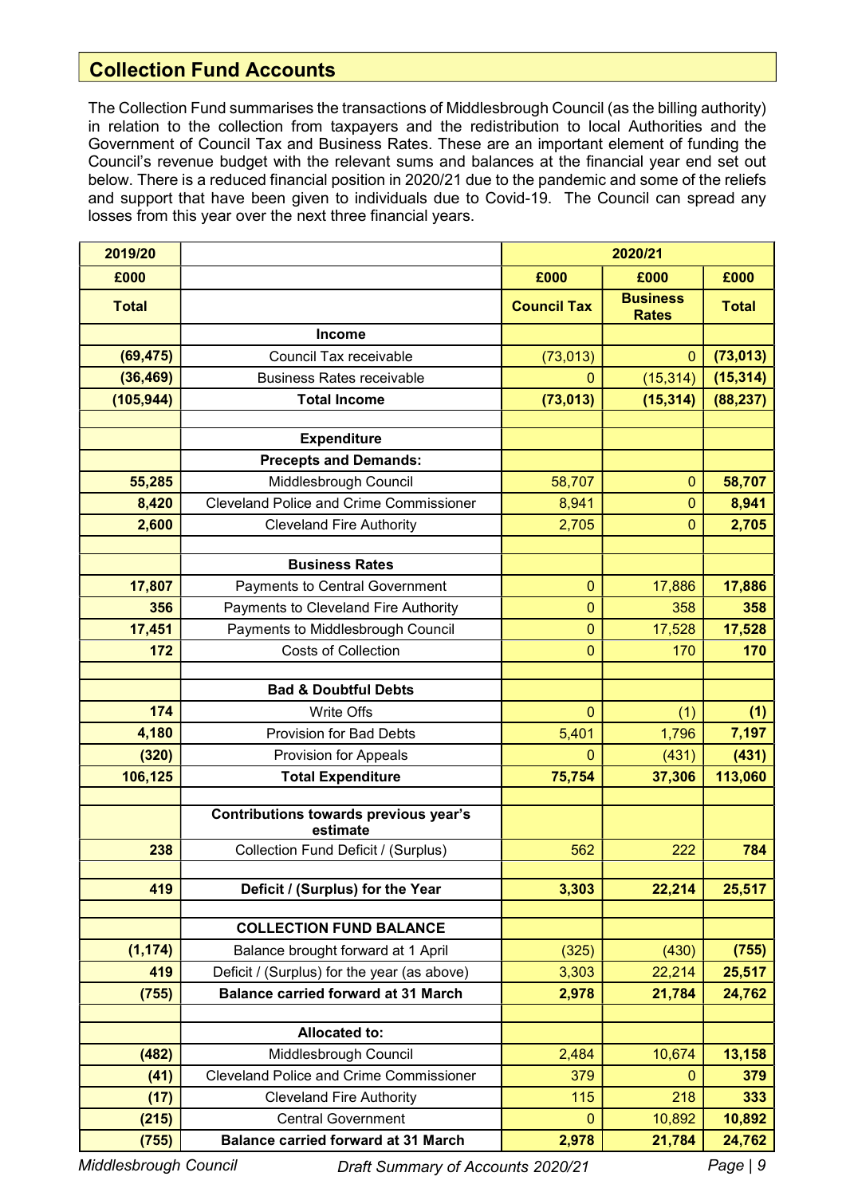## Collection Fund Accounts

The Collection Fund summarises the transactions of Middlesbrough Council (as the billing authority) in relation to the collection from taxpayers and the redistribution to local Authorities and the Government of Council Tax and Business Rates. These are an important element of funding the Council's revenue budget with the relevant sums and balances at the financial year end set out below. There is a reduced financial position in 2020/21 due to the pandemic and some of the reliefs and support that have been given to individuals due to Covid-19. The Council can spread any losses from this year over the next three financial years.

| 2019/20 | | 2020/21 | | |
|---|---|---|---|---|
| £000 | | £000 | £000 | £000 |
| **Total** | | **Council Tax** | **Business Rates** | **Total** |
| | **Income** | | | |
| **(69,475)** | Council Tax receivable | (73,013) | 0 | **(73,013)** |
| **(36,469)** | Business Rates receivable | 0 | (15,314) | **(15,314)** |
| **(105,944)** | **Total Income** | **(73,013)** | **(15,314)** | **(88,237)** |
| | | | | |
| | **Expenditure** | | | |
| | **Precepts and Demands:** | | | |
| **55,285** | Middlesbrough Council | 58,707 | 0 | **58,707** |
| **8,420** | Cleveland Police and Crime Commissioner | 8,941 | 0 | **8,941** |
| **2,600** | Cleveland Fire Authority | 2,705 | 0 | **2,705** |
| | | | | |
| | **Business Rates** | | | |
| **17,807** | Payments to Central Government | 0 | 17,886 | **17,886** |
| **356** | Payments to Cleveland Fire Authority | 0 | 358 | **358** |
| **17,451** | Payments to Middlesbrough Council | 0 | 17,528 | **17,528** |
| **172** | Costs of Collection | 0 | 170 | **170** |
| | | | | |
| | **Bad & Doubtful Debts** | | | |
| **174** | Write Offs | 0 | (1) | **(1)** |
| **4,180** | Provision for Bad Debts | 5,401 | 1,796 | **7,197** |
| **(320)** | Provision for Appeals | 0 | (431) | **(431)** |
| **106,125** | **Total Expenditure** | **75,754** | **37,306** | **113,060** |
| | | | | |
| | **Contributions towards previous year's estimate** | | | |
| **238** | Collection Fund Deficit / (Surplus) | 562 | 222 | **784** |
| | | | | |
| **419** | **Deficit / (Surplus) for the Year** | **3,303** | **22,214** | **25,517** |
| | | | | |
| | **COLLECTION FUND BALANCE** | | | |
| **(1,174)** | Balance brought forward at 1 April | (325) | (430) | **(755)** |
| **419** | Deficit / (Surplus) for the year (as above) | 3,303 | 22,214 | **25,517** |
| **(755)** | **Balance carried forward at 31 March** | **2,978** | **21,784** | **24,762** |
| | | | | |
| | **Allocated to:** | | | |
| **(482)** | Middlesbrough Council | 2,484 | 10,674 | **13,158** |
| **(41)** | Cleveland Police and Crime Commissioner | 379 | 0 | **379** |
| **(17)** | Cleveland Fire Authority | 115 | 218 | **333** |
| **(215)** | Central Government | 0 | 10,892 | **10,892** |
| **(755)** | **Balance carried forward at 31 March** | **2,978** | **21,784** | **24,762** |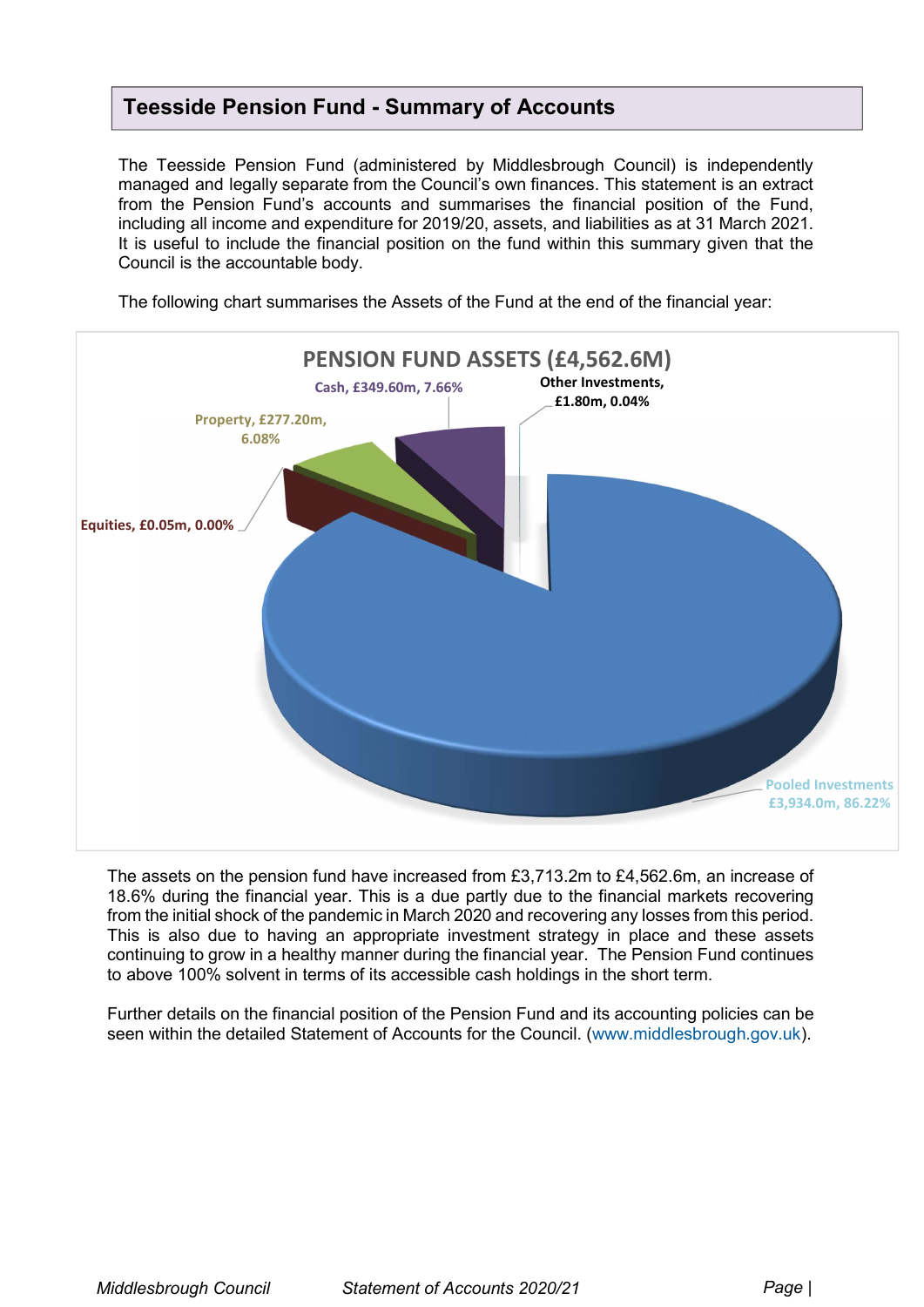## Teesside Pension Fund - Summary of Accounts

The Teesside Pension Fund (administered by Middlesbrough Council) is independently managed and legally separate from the Council's own finances. This statement is an extract from the Pension Fund's accounts and summarises the financial position of the Fund, including all income and expenditure for 2019/20, assets, and liabilities as at 31 March 2021. It is useful to include the financial position on the fund within this summary given that the Council is the accountable body.

The following chart summarises the Assets of the Fund at the end of the financial year:

PENSION FUND ASSETS (£4,562.6M)

Cash, £349.60m, 7.66%

Other Investments, £1.80m, 0.04%

Property, £277.20m, 6.08%

Equities, £0.05m, 0.00%

Pooled Investments £3,934.0m, 86.22%

The assets on the pension fund have increased from £3,713.2m to £4,562.6m, an increase of 18.6% during the financial year. This is a due partly due to the financial markets recovering from the initial shock of the pandemic in March 2020 and recovering any losses from this period. This is also due to having an appropriate investment strategy in place and these assets continuing to grow in a healthy manner during the financial year. The Pension Fund continues to above 100% solvent in terms of its accessible cash holdings in the short term.

Further details on the financial position of the Pension Fund and its accounting policies can be seen within the detailed Statement of Accounts for the Council. (www.middlesbrough.gov.uk).